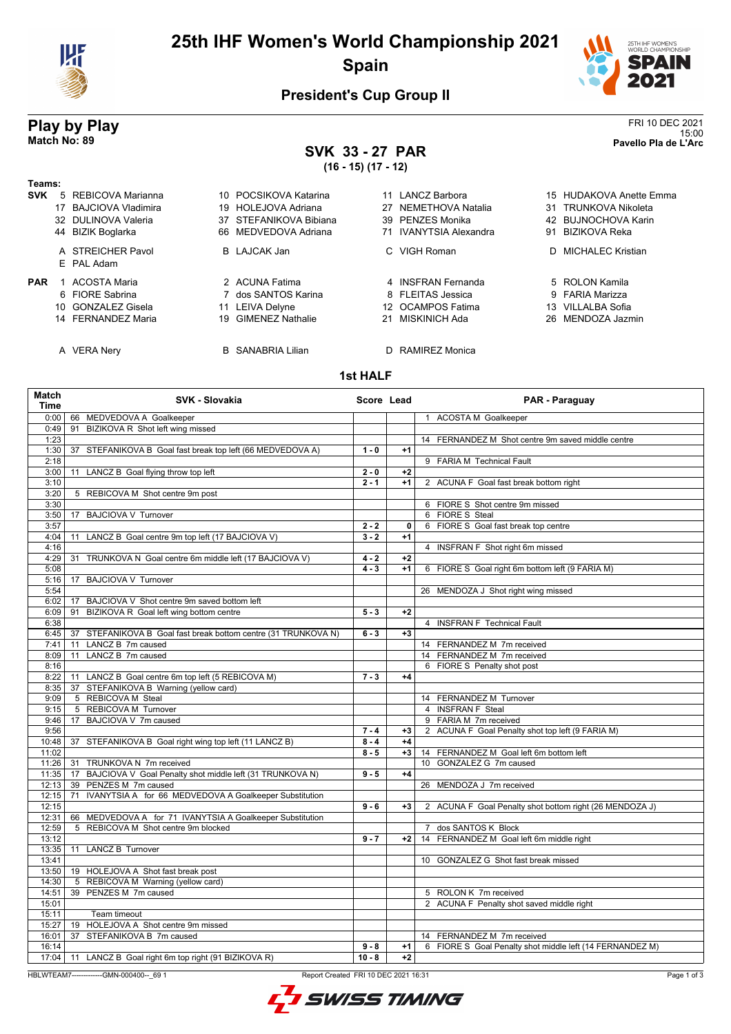# 25th IHF Women's World Championship 2021

## Spain

### President's Cup Group II

## Play by Play

**Match No: 89**

FRI 10 DEC 2021
15:00
**Pavello Pla de L'Arc**

## SVK 33 - 27 PAR

**(16 - 15) (17 - 12)**

**Teams:**

**SVK**
- 5 REBICOVA Marianna
- 10 POCSIKOVA Katarina
- 11 LANCZ Barbora
- 15 HUDAKOVA Anette Emma
- 17 BAJCIOVA Vladimira
- 19 HOLEJOVA Adriana
- 27 NEMETHOVA Natalia
- 31 TRUNKOVA Nikoleta
- 32 DULINOVA Valeria
- 37 STEFANIKOVA Bibiana
- 39 PENZES Monika
- 42 BUJNOCHOVA Karin
- 44 BIZIK Boglarka
- 66 MEDVEDOVA Adriana
- 71 IVANYTSIA Alexandra
- 91 BIZIKOVA Reka

- A STREICHER Pavol
- B LAJCAK Jan
- C VIGH Roman
- D MICHALEC Kristian
- E PAL Adam

**PAR**
- 1 ACOSTA Maria
- 2 ACUNA Fatima
- 4 INSFRAN Fernanda
- 5 ROLON Kamila
- 6 FIORE Sabrina
- 7 dos SANTOS Karina
- 8 FLEITAS Jessica
- 9 FARIA Marizza
- 10 GONZALEZ Gisela
- 11 LEIVA Delyne
- 12 OCAMPOS Fatima
- 13 VILLALBA Sofia
- 14 FERNANDEZ Maria
- 19 GIMENEZ Nathalie
- 21 MISKINICH Ada
- 26 MENDOZA Jazmin

- A VERA Nery
- B SANABRIA Lilian
- D RAMIREZ Monica

### 1st HALF

| Match Time | SVK - Slovakia | Score | Lead | PAR - Paraguay |
|---|---|---|---|---|
| 0:00 | 66 MEDVEDOVA A Goalkeeper | | | 1 ACOSTA M Goalkeeper |
| 0:49 | 91 BIZIKOVA R Shot left wing missed | | | |
| 1:23 | | | | 14 FERNANDEZ M Shot centre 9m saved middle centre |
| 1:30 | 37 STEFANIKOVA B Goal fast break top left (66 MEDVEDOVA A) | 1 - 0 | +1 | |
| 2:18 | | | | 9 FARIA M Technical Fault |
| 3:00 | 11 LANCZ B Goal flying throw top left | 2 - 0 | +2 | |
| 3:10 | | 2 - 1 | +1 | 2 ACUNA F Goal fast break bottom right |
| 3:20 | 5 REBICOVA M Shot centre 9m post | | | |
| 3:30 | | | | 6 FIORE S Shot centre 9m missed |
| 3:50 | 17 BAJCIOVA V Turnover | | | 6 FIORE S Steal |
| 3:57 | | 2 - 2 | 0 | 6 FIORE S Goal fast break top centre |
| 4:04 | 11 LANCZ B Goal centre 9m top left (17 BAJCIOVA V) | 3 - 2 | +1 | |
| 4:16 | | | | 4 INSFRAN F Shot right 6m missed |
| 4:29 | 31 TRUNKOVA N Goal centre 6m middle left (17 BAJCIOVA V) | 4 - 2 | +2 | |
| 5:08 | | 4 - 3 | +1 | 6 FIORE S Goal right 6m bottom left (9 FARIA M) |
| 5:16 | 17 BAJCIOVA V Turnover | | | |
| 5:54 | | | | 26 MENDOZA J Shot right wing missed |
| 6:02 | 17 BAJCIOVA V Shot centre 9m saved bottom left | | | |
| 6:09 | 91 BIZIKOVA R Goal left wing bottom centre | 5 - 3 | +2 | |
| 6:38 | | | | 4 INSFRAN F Technical Fault |
| 6:45 | 37 STEFANIKOVA B Goal fast break bottom centre (31 TRUNKOVA N) | 6 - 3 | +3 | |
| 7:41 | 11 LANCZ B 7m caused | | | 14 FERNANDEZ M 7m received |
| 8:09 | 11 LANCZ B 7m caused | | | 14 FERNANDEZ M 7m received |
| 8:16 | | | | 6 FIORE S Penalty shot post |
| 8:22 | 11 LANCZ B Goal centre 6m top left (5 REBICOVA M) | 7 - 3 | +4 | |
| 8:35 | 37 STEFANIKOVA B Warning (yellow card) | | | |
| 9:09 | 5 REBICOVA M Steal | | | 14 FERNANDEZ M Turnover |
| 9:15 | 5 REBICOVA M Turnover | | | 4 INSFRAN F Steal |
| 9:46 | 17 BAJCIOVA V 7m caused | | | 9 FARIA M 7m received |
| 9:56 | | 7 - 4 | +3 | 2 ACUNA F Goal Penalty shot top left (9 FARIA M) |
| 10:48 | 37 STEFANIKOVA B Goal right wing top left (11 LANCZ B) | 8 - 4 | +4 | |
| 11:02 | | 8 - 5 | +3 | 14 FERNANDEZ M Goal left 6m bottom left |
| 11:26 | 31 TRUNKOVA N 7m received | | | 10 GONZALEZ G 7m caused |
| 11:35 | 17 BAJCIOVA V Goal Penalty shot middle left (31 TRUNKOVA N) | 9 - 5 | +4 | |
| 12:13 | 39 PENZES M 7m caused | | | 26 MENDOZA J 7m received |
| 12:15 | 71 IVANYTSIA A for 66 MEDVEDOVA A Goalkeeper Substitution | | | |
| 12:15 | | 9 - 6 | +3 | 2 ACUNA F Goal Penalty shot bottom right (26 MENDOZA J) |
| 12:31 | 66 MEDVEDOVA A for 71 IVANYTSIA A Goalkeeper Substitution | | | |
| 12:59 | 5 REBICOVA M Shot centre 9m blocked | | | 7 dos SANTOS K Block |
| 13:12 | | 9 - 7 | +2 | 14 FERNANDEZ M Goal left 6m middle right |
| 13:35 | 11 LANCZ B Turnover | | | |
| 13:41 | | | | 10 GONZALEZ G Shot fast break missed |
| 13:50 | 19 HOLEJOVA A Shot fast break post | | | |
| 14:30 | 5 REBICOVA M Warning (yellow card) | | | |
| 14:51 | 39 PENZES M 7m caused | | | 5 ROLON K 7m received |
| 15:01 | | | | 2 ACUNA F Penalty shot saved middle right |
| 15:11 | Team timeout | | | |
| 15:27 | 19 HOLEJOVA A Shot centre 9m missed | | | |
| 16:01 | 37 STEFANIKOVA B 7m caused | | | 14 FERNANDEZ M 7m received |
| 16:14 | | 9 - 8 | +1 | 6 FIORE S Goal Penalty shot middle left (14 FERNANDEZ M) |
| 17:04 | 11 LANCZ B Goal right 6m top right (91 BIZIKOVA R) | 10 - 8 | +2 | |

HBLWTEAM7-------------GMN-000400--_69 1 Report Created FRI 10 DEC 2021 16:31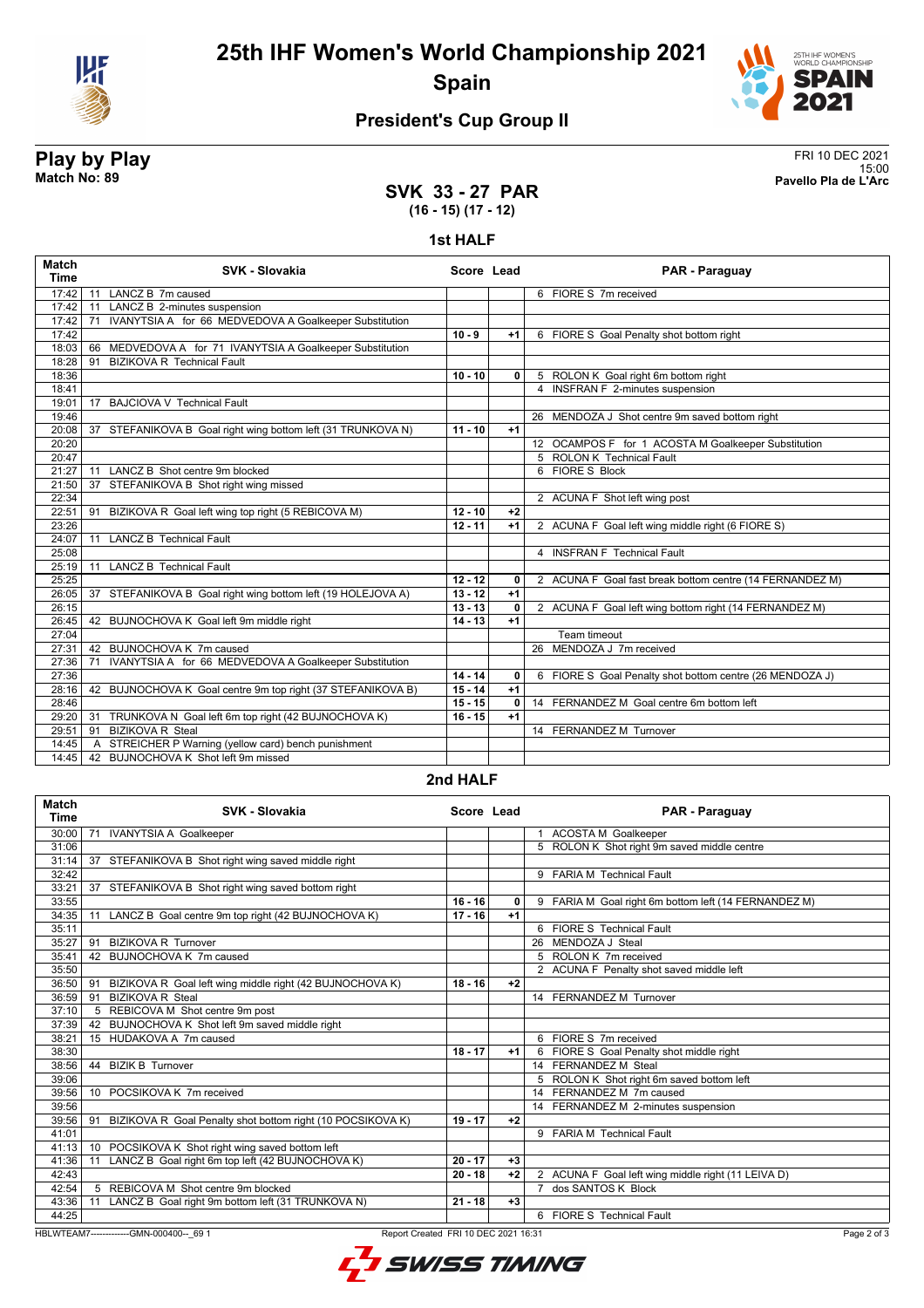# 25th IHF Women's World Championship 2021

## Spain

### President's Cup Group II

**Play by Play**
**Match No: 89**

FRI 10 DEC 2021
15:00
**Pavello Pla de L'Arc**

## SVK 33 - 27 PAR
**(16 - 15) (17 - 12)**

### 1st HALF

| Match Time | SVK - Slovakia | Score | Lead | PAR - Paraguay |
|---|---|---|---|---|
| 17:42 | 11 LANCZ B 7m caused | | | 6 FIORE S 7m received |
| 17:42 | 11 LANCZ B 2-minutes suspension | | | |
| 17:42 | 71 IVANYTSIA A for 66 MEDVEDOVA A Goalkeeper Substitution | | | |
| 17:42 | | 10 - 9 | +1 | 6 FIORE S Goal Penalty shot bottom right |
| 18:03 | 66 MEDVEDOVA A for 71 IVANYTSIA A Goalkeeper Substitution | | | |
| 18:28 | 91 BIZIKOVA R Technical Fault | | | |
| 18:36 | | 10 - 10 | 0 | 5 ROLON K Goal right 6m bottom right |
| 18:41 | | | | 4 INSFRAN F 2-minutes suspension |
| 19:01 | 17 BAJCIOVA V Technical Fault | | | |
| 19:46 | | | | 26 MENDOZA J Shot centre 9m saved bottom right |
| 20:08 | 37 STEFANIKOVA B Goal right wing bottom left (31 TRUNKOVA N) | 11 - 10 | +1 | |
| 20:20 | | | | 12 OCAMPOS F for 1 ACOSTA M Goalkeeper Substitution |
| 20:47 | | | | 5 ROLON K Technical Fault |
| 21:27 | 11 LANCZ B Shot centre 9m blocked | | | 6 FIORE S Block |
| 21:50 | 37 STEFANIKOVA B Shot right wing missed | | | |
| 22:34 | | | | 2 ACUNA F Shot left wing post |
| 22:51 | 91 BIZIKOVA R Goal left wing top right (5 REBICOVA M) | 12 - 10 | +2 | |
| 23:26 | | 12 - 11 | +1 | 2 ACUNA F Goal left wing middle right (6 FIORE S) |
| 24:07 | 11 LANCZ B Technical Fault | | | |
| 25:08 | | | | 4 INSFRAN F Technical Fault |
| 25:19 | 11 LANCZ B Technical Fault | | | |
| 25:25 | | 12 - 12 | 0 | 2 ACUNA F Goal fast break bottom centre (14 FERNANDEZ M) |
| 26:05 | 37 STEFANIKOVA B Goal right wing bottom left (19 HOLEJOVA A) | 13 - 12 | +1 | |
| 26:15 | | 13 - 13 | 0 | 2 ACUNA F Goal left wing bottom right (14 FERNANDEZ M) |
| 26:45 | 42 BUJNOCHOVA K Goal left 9m middle right | 14 - 13 | +1 | |
| 27:04 | | | | Team timeout |
| 27:31 | 42 BUJNOCHOVA K 7m caused | | | 26 MENDOZA J 7m received |
| 27:36 | 71 IVANYTSIA A for 66 MEDVEDOVA A Goalkeeper Substitution | | | |
| 27:36 | | 14 - 14 | 0 | 6 FIORE S Goal Penalty shot bottom centre (26 MENDOZA J) |
| 28:16 | 42 BUJNOCHOVA K Goal centre 9m top right (37 STEFANIKOVA B) | 15 - 14 | +1 | |
| 28:46 | | 15 - 15 | 0 | 14 FERNANDEZ M Goal centre 6m bottom left |
| 29:20 | 31 TRUNKOVA N Goal left 6m top right (42 BUJNOCHOVA K) | 16 - 15 | +1 | |
| 29:51 | 91 BIZIKOVA R Steal | | | 14 FERNANDEZ M Turnover |
| 14:45 | A STREICHER P Warning (yellow card) bench punishment | | | |
| 14:45 | 42 BUJNOCHOVA K Shot left 9m missed | | | |

### 2nd HALF

| Match Time | SVK - Slovakia | Score | Lead | PAR - Paraguay |
|---|---|---|---|---|
| 30:00 | 71 IVANYTSIA A Goalkeeper | | | 1 ACOSTA M Goalkeeper |
| 31:06 | | | | 5 ROLON K Shot right 9m saved middle centre |
| 31:14 | 37 STEFANIKOVA B Shot right wing saved middle right | | | |
| 32:42 | | | | 9 FARIA M Technical Fault |
| 33:21 | 37 STEFANIKOVA B Shot right wing saved bottom right | | | |
| 33:55 | | 16 - 16 | 0 | 9 FARIA M Goal right 6m bottom left (14 FERNANDEZ M) |
| 34:35 | 11 LANCZ B Goal centre 9m top right (42 BUJNOCHOVA K) | 17 - 16 | +1 | |
| 35:11 | | | | 6 FIORE S Technical Fault |
| 35:27 | 91 BIZIKOVA R Turnover | | | 26 MENDOZA J Steal |
| 35:41 | 42 BUJNOCHOVA K 7m caused | | | 5 ROLON K 7m received |
| 35:50 | | | | 2 ACUNA F Penalty shot saved middle left |
| 36:50 | 91 BIZIKOVA R Goal left wing middle right (42 BUJNOCHOVA K) | 18 - 16 | +2 | |
| 36:59 | 91 BIZIKOVA R Steal | | | 14 FERNANDEZ M Turnover |
| 37:10 | 5 REBICOVA M Shot centre 9m post | | | |
| 37:39 | 42 BUJNOCHOVA K Shot left 9m saved middle right | | | |
| 38:21 | 15 HUDAKOVA A 7m caused | | | 6 FIORE S 7m received |
| 38:30 | | 18 - 17 | +1 | 6 FIORE S Goal Penalty shot middle right |
| 38:56 | 44 BIZIK B Turnover | | | 14 FERNANDEZ M Steal |
| 39:06 | | | | 5 ROLON K Shot right 6m saved bottom left |
| 39:56 | 10 POCSIKOVA K 7m received | | | 14 FERNANDEZ M 7m caused |
| 39:56 | | | | 14 FERNANDEZ M 2-minutes suspension |
| 39:56 | 91 BIZIKOVA R Goal Penalty shot bottom right (10 POCSIKOVA K) | 19 - 17 | +2 | |
| 41:01 | | | | 9 FARIA M Technical Fault |
| 41:13 | 10 POCSIKOVA K Shot right wing saved bottom left | | | |
| 41:36 | 11 LANCZ B Goal right 6m top left (42 BUJNOCHOVA K) | 20 - 17 | +3 | |
| 42:43 | | 20 - 18 | +2 | 2 ACUNA F Goal left wing middle right (11 LEIVA D) |
| 42:54 | 5 REBICOVA M Shot centre 9m blocked | | | 7 dos SANTOS K Block |
| 43:36 | 11 LANCZ B Goal right 9m bottom left (31 TRUNKOVA N) | 21 - 18 | +3 | |
| 44:25 | | | | 6 FIORE S Technical Fault |

HBLWTEAM7-------------GMN-000400--_69 1 Report Created FRI 10 DEC 2021 16:31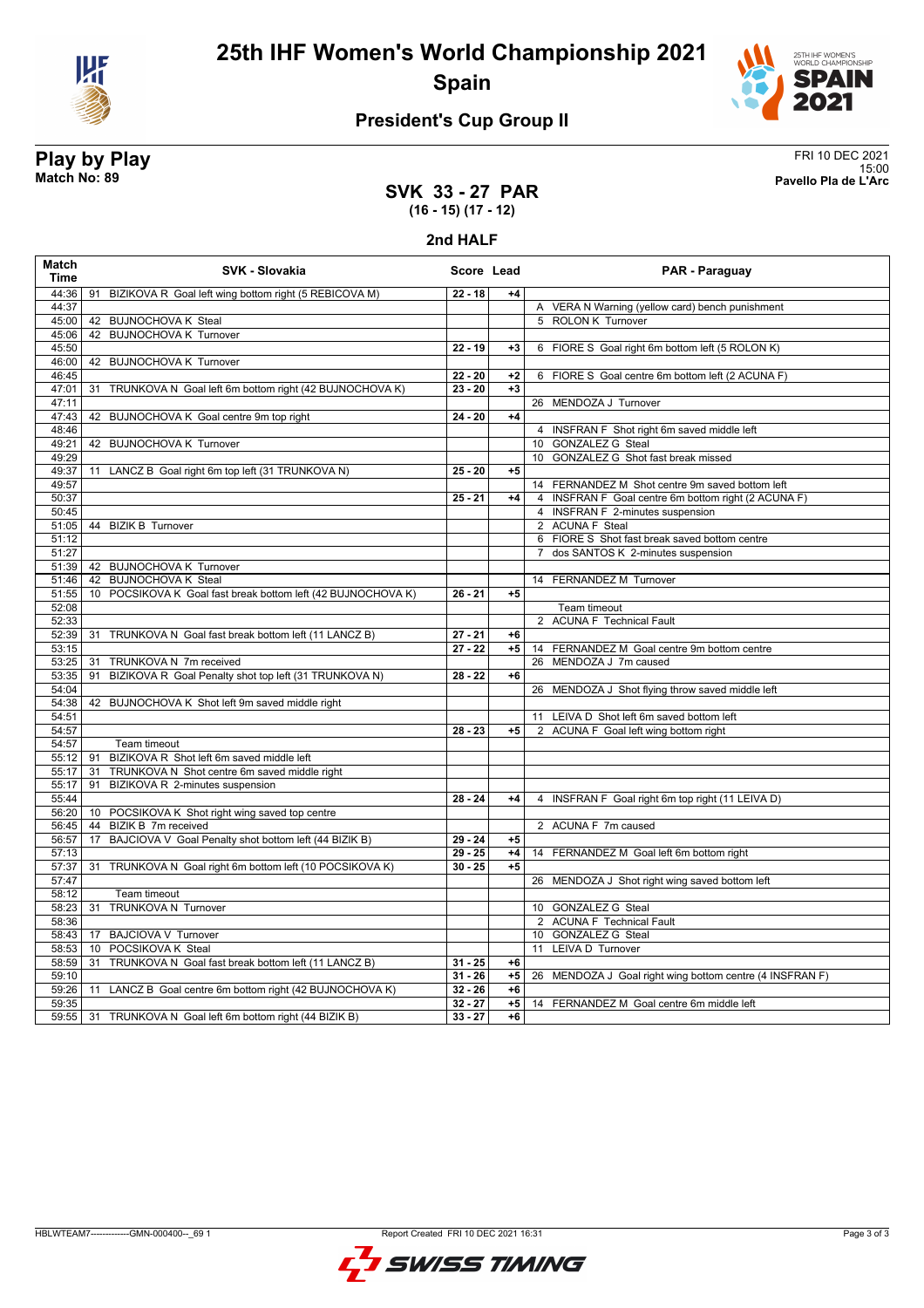# 25th IHF Women's World Championship 2021

**Spain**

## President's Cup Group II

**Play by Play**
**Match No: 89**

FRI 10 DEC 2021
15:00
**Pavello Pla de L'Arc**

### SVK 33 - 27 PAR
**(16 - 15) (17 - 12)**

### 2nd HALF

| Match Time | SVK - Slovakia | Score | Lead | PAR - Paraguay |
|---|---|---|---|---|
| 44:36 | 91 BIZIKOVA R Goal left wing bottom right (5 REBICOVA M) | 22 - 18 | +4 | |
| 44:37 | | | | A VERA N Warning (yellow card) bench punishment |
| 45:00 | 42 BUJNOCHOVA K Steal | | | 5 ROLON K Turnover |
| 45:06 | 42 BUJNOCHOVA K Turnover | | | |
| 45:50 | | 22 - 19 | +3 | 6 FIORE S Goal right 6m bottom left (5 ROLON K) |
| 46:00 | 42 BUJNOCHOVA K Turnover | | | |
| 46:45 | | 22 - 20 | +2 | 6 FIORE S Goal centre 6m bottom left (2 ACUNA F) |
| 47:01 | 31 TRUNKOVA N Goal left 6m bottom right (42 BUJNOCHOVA K) | 23 - 20 | +3 | |
| 47:11 | | | | 26 MENDOZA J Turnover |
| 47:43 | 42 BUJNOCHOVA K Goal centre 9m top right | 24 - 20 | +4 | |
| 48:46 | | | | 4 INSFRAN F Shot right 6m saved middle left |
| 49:21 | 42 BUJNOCHOVA K Turnover | | | 10 GONZALEZ G Steal |
| 49:29 | | | | 10 GONZALEZ G Shot fast break missed |
| 49:37 | 11 LANCZ B Goal right 6m top left (31 TRUNKOVA N) | 25 - 20 | +5 | |
| 49:57 | | | | 14 FERNANDEZ M Shot centre 9m saved bottom left |
| 50:37 | | 25 - 21 | +4 | 4 INSFRAN F Goal centre 6m bottom right (2 ACUNA F) |
| 50:45 | | | | 4 INSFRAN F 2-minutes suspension |
| 51:05 | 44 BIZIK B Turnover | | | 2 ACUNA F Steal |
| 51:12 | | | | 6 FIORE S Shot fast break saved bottom centre |
| 51:27 | | | | 7 dos SANTOS K 2-minutes suspension |
| 51:39 | 42 BUJNOCHOVA K Turnover | | | |
| 51:46 | 42 BUJNOCHOVA K Steal | | | 14 FERNANDEZ M Turnover |
| 51:55 | 10 POCSIKOVA K Goal fast break bottom left (42 BUJNOCHOVA K) | 26 - 21 | +5 | |
| 52:08 | | | | Team timeout |
| 52:33 | | | | 2 ACUNA F Technical Fault |
| 52:39 | 31 TRUNKOVA N Goal fast break bottom left (11 LANCZ B) | 27 - 21 | +6 | |
| 53:15 | | 27 - 22 | +5 | 14 FERNANDEZ M Goal centre 9m bottom centre |
| 53:25 | 31 TRUNKOVA N 7m received | | | 26 MENDOZA J 7m caused |
| 53:35 | 91 BIZIKOVA R Goal Penalty shot top left (31 TRUNKOVA N) | 28 - 22 | +6 | |
| 54:04 | | | | 26 MENDOZA J Shot flying throw saved middle left |
| 54:38 | 42 BUJNOCHOVA K Shot left 9m saved middle right | | | |
| 54:51 | | | | 11 LEIVA D Shot left 6m saved bottom left |
| 54:57 | | 28 - 23 | +5 | 2 ACUNA F Goal left wing bottom right |
| 54:57 | Team timeout | | | |
| 55:12 | 91 BIZIKOVA R Shot left 6m saved middle left | | | |
| 55:17 | 31 TRUNKOVA N Shot centre 6m saved middle right | | | |
| 55:17 | 91 BIZIKOVA R 2-minutes suspension | | | |
| 55:44 | | 28 - 24 | +4 | 4 INSFRAN F Goal right 6m top right (11 LEIVA D) |
| 56:20 | 10 POCSIKOVA K Shot right wing saved top centre | | | |
| 56:45 | 44 BIZIK B 7m received | | | 2 ACUNA F 7m caused |
| 56:57 | 17 BAJCIOVA V Goal Penalty shot bottom left (44 BIZIK B) | 29 - 24 | +5 | |
| 57:13 | | 29 - 25 | +4 | 14 FERNANDEZ M Goal left 6m bottom right |
| 57:37 | 31 TRUNKOVA N Goal right 6m bottom left (10 POCSIKOVA K) | 30 - 25 | +5 | |
| 57:47 | | | | 26 MENDOZA J Shot right wing saved bottom left |
| 58:12 | Team timeout | | | |
| 58:23 | 31 TRUNKOVA N Turnover | | | 10 GONZALEZ G Steal |
| 58:36 | | | | 2 ACUNA F Technical Fault |
| 58:43 | 17 BAJCIOVA V Turnover | | | 10 GONZALEZ G Steal |
| 58:53 | 10 POCSIKOVA K Steal | | | 11 LEIVA D Turnover |
| 58:59 | 31 TRUNKOVA N Goal fast break bottom left (11 LANCZ B) | 31 - 25 | +6 | |
| 59:10 | | 31 - 26 | +5 | 26 MENDOZA J Goal right wing bottom centre (4 INSFRAN F) |
| 59:26 | 11 LANCZ B Goal centre 6m bottom right (42 BUJNOCHOVA K) | 32 - 26 | +6 | |
| 59:35 | | 32 - 27 | +5 | 14 FERNANDEZ M Goal centre 6m middle left |
| 59:55 | 31 TRUNKOVA N Goal left 6m bottom right (44 BIZIK B) | 33 - 27 | +6 | |

HBLWTEAM7-------------GMN-000400--_69 1 Report Created FRI 10 DEC 2021 16:31